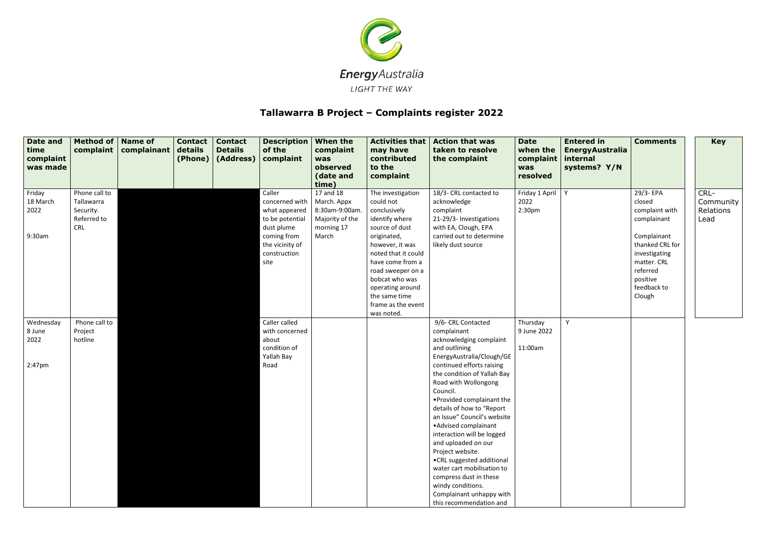EnergyAustralia

LIGHT THE WAY

# Tallawarra B Project – Complaints register 2022

| Date and time complaint was made | Method of complaint | Name of complainant | Contact details (Phone) | Contact Details (Address) | Description of the complaint | When the complaint was observed (date and time) | Activities that may have contributed to the complaint | Action that was taken to resolve the complaint | Date when the complaint was resolved | Entered in EnergyAustralia internal systems? Y/N | Comments |
|---|---|---|---|---|---|---|---|---|---|---|---|
| Friday 18 March 2022 9:30am | Phone call to Tallawarra Security. Referred to CRL | | | | Caller concerned with what appeared to be potential dust plume coming from the vicinity of construction site | 17 and 18 March. Appx 8:30am-9:00am. Majority of the morning 17 March | The investigation could not conclusively identify where source of dust originated, however, it was noted that it could have come from a road sweeper on a bobcat who was operating around the same time frame as the event was noted. | 18/3- CRL contacted to acknowledge complaint<br>21-29/3- Investigations with EA, Clough, EPA carried out to determine likely dust source | Friday 1 April 2022 2:30pm | Y | 29/3- EPA closed complaint with complainant<br><br>Complainant thanked CRL for investigating matter. CRL referred positive feedback to Clough |
| Wednesday 8 June 2022 2:47pm | Phone call to Project hotline | | | | Caller called with concerned about condition of Yallah Bay Road | | | 9/6- CRL Contacted complainant acknowledging complaint and outlining EnergyAustralia/Clough/GE continued efforts raising the condition of Yallah Bay Road with Wollongong Council.<br>• Provided complainant the details of how to "Report an Issue" Council's website<br>• Advised complainant interaction will be logged and uploaded on our Project website.<br>• CRL suggested additional water cart mobilisation to compress dust in these windy conditions. Complainant unhappy with this recommendation and | Thursday 9 June 2022 11:00am | Y | |

| Key |
|---|
| CRL- Community Relations Lead |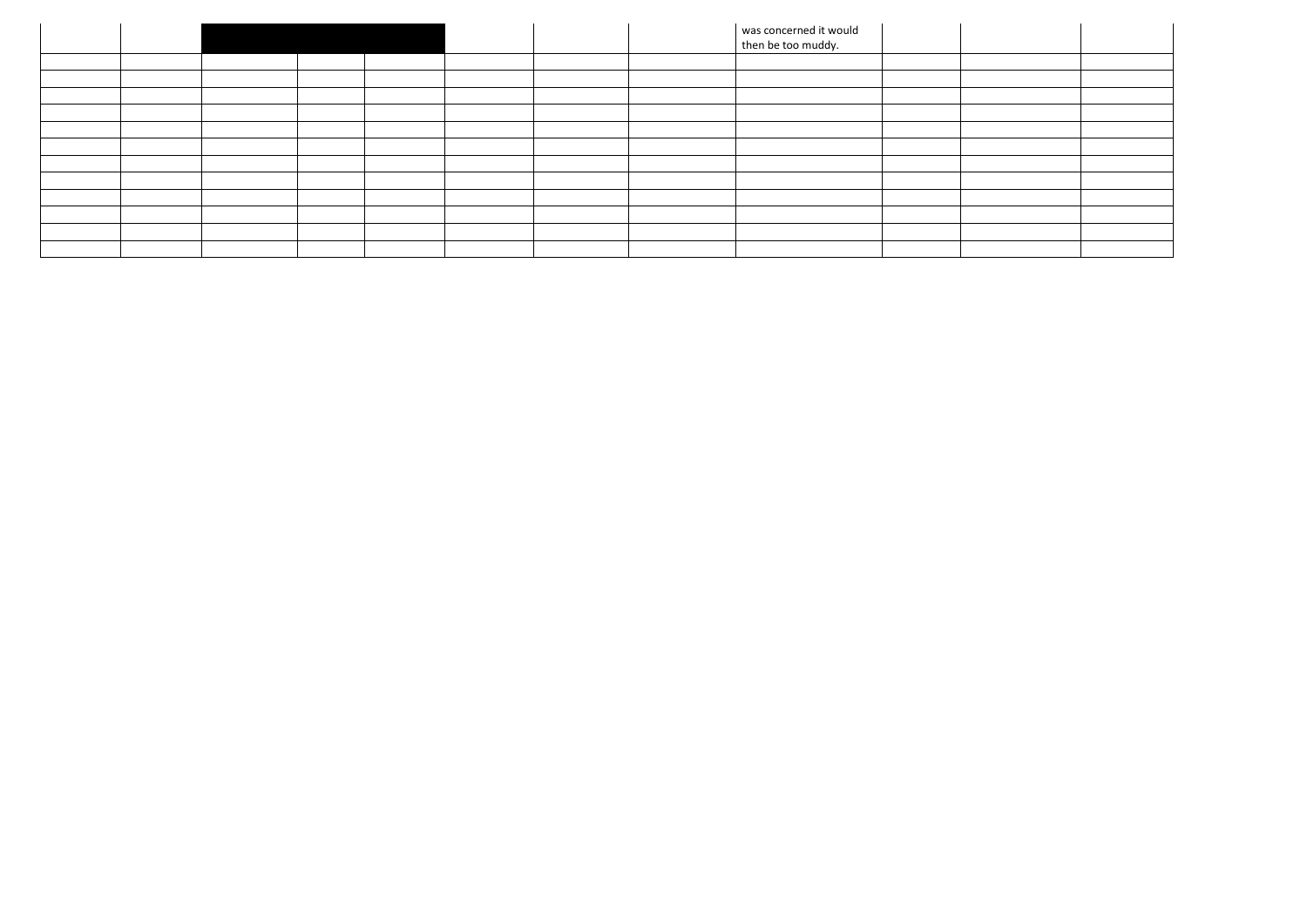| | | | | | | | | | | | |
|---|---|---|---|---|---|---|---|---|---|---|---|
| | | | | | | | | was concerned it would then be too muddy. | | | |
| | | | | | | | | | | | |
| | | | | | | | | | | | |
| | | | | | | | | | | | |
| | | | | | | | | | | | |
| | | | | | | | | | | | |
| | | | | | | | | | | | |
| | | | | | | | | | | | |
| | | | | | | | | | | | |
| | | | | | | | | | | | |
| | | | | | | | | | | | |
| | | | | | | | | | | | |
| | | | | | | | | | | | |